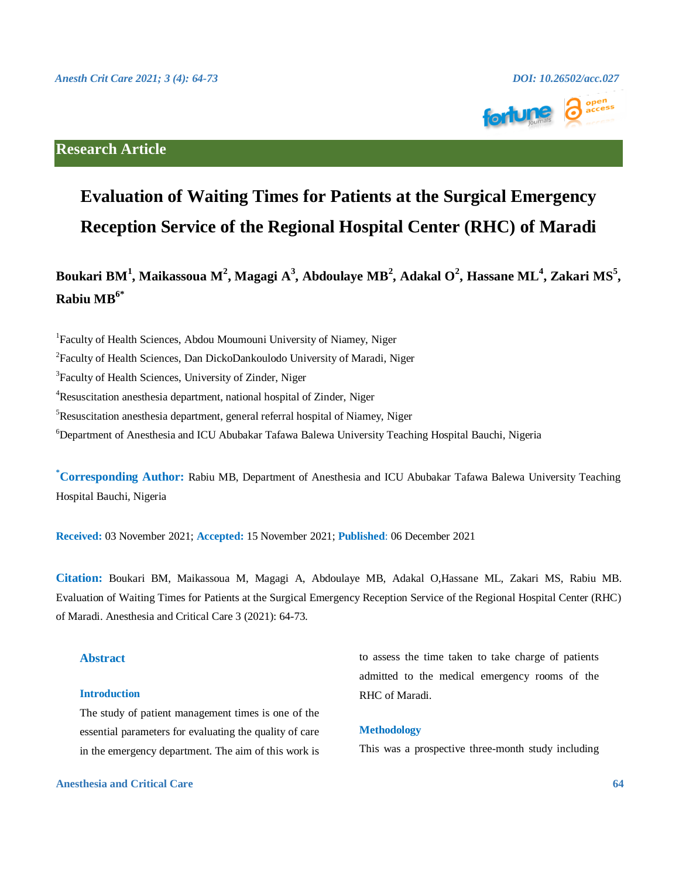**Research Article**

# Evaluation of Waiting Times for Patients at the Surgical Emergency Reception Service of the Regional Hospital Center (RHC) of Maradi

**Boukari BM[1], Maikassoua M[2], Magagi A[3], Abdoulaye MB[2], Adakal O[2], Hassane ML[4], Zakari MS[5], Rabiu MB[6*]**

[1]Faculty of Health Sciences, Abdou Moumouni University of Niamey, Niger

[2]Faculty of Health Sciences, Dan DickoDankoulodo University of Maradi, Niger

[3]Faculty of Health Sciences, University of Zinder, Niger

[4]Resuscitation anesthesia department, national hospital of Zinder, Niger

[5]Resuscitation anesthesia department, general referral hospital of Niamey, Niger

[6]Department of Anesthesia and ICU Abubakar Tafawa Balewa University Teaching Hospital Bauchi, Nigeria

**[*]Corresponding Author:** Rabiu MB, Department of Anesthesia and ICU Abubakar Tafawa Balewa University Teaching Hospital Bauchi, Nigeria

**Received:** 03 November 2021; **Accepted:** 15 November 2021; **Published**: 06 December 2021

**Citation:** Boukari BM, Maikassoua M, Magagi A, Abdoulaye MB, Adakal O,Hassane ML, Zakari MS, Rabiu MB. Evaluation of Waiting Times for Patients at the Surgical Emergency Reception Service of the Regional Hospital Center (RHC) of Maradi. Anesthesia and Critical Care 3 (2021): 64-73.

## Abstract

### Introduction

The study of patient management times is one of the essential parameters for evaluating the quality of care in the emergency department. The aim of this work is to assess the time taken to take charge of patients admitted to the medical emergency rooms of the RHC of Maradi.

### Methodology

This was a prospective three-month study including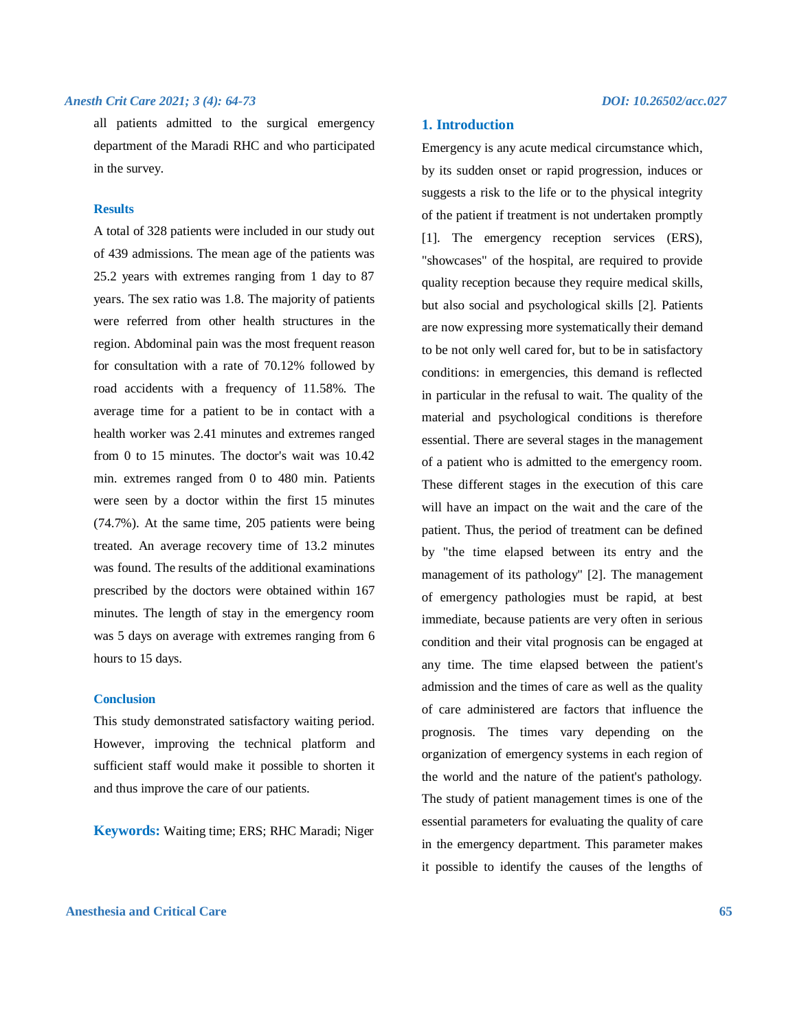all patients admitted to the surgical emergency department of the Maradi RHC and who participated in the survey.

### Results

A total of 328 patients were included in our study out of 439 admissions. The mean age of the patients was 25.2 years with extremes ranging from 1 day to 87 years. The sex ratio was 1.8. The majority of patients were referred from other health structures in the region. Abdominal pain was the most frequent reason for consultation with a rate of 70.12% followed by road accidents with a frequency of 11.58%. The average time for a patient to be in contact with a health worker was 2.41 minutes and extremes ranged from 0 to 15 minutes. The doctor's wait was 10.42 min. extremes ranged from 0 to 480 min. Patients were seen by a doctor within the first 15 minutes (74.7%). At the same time, 205 patients were being treated. An average recovery time of 13.2 minutes was found. The results of the additional examinations prescribed by the doctors were obtained within 167 minutes. The length of stay in the emergency room was 5 days on average with extremes ranging from 6 hours to 15 days.

### Conclusion

This study demonstrated satisfactory waiting period. However, improving the technical platform and sufficient staff would make it possible to shorten it and thus improve the care of our patients.

**Keywords:** Waiting time; ERS; RHC Maradi; Niger

## 1. Introduction

Emergency is any acute medical circumstance which, by its sudden onset or rapid progression, induces or suggests a risk to the life or to the physical integrity of the patient if treatment is not undertaken promptly [1]. The emergency reception services (ERS), "showcases" of the hospital, are required to provide quality reception because they require medical skills, but also social and psychological skills [2]. Patients are now expressing more systematically their demand to be not only well cared for, but to be in satisfactory conditions: in emergencies, this demand is reflected in particular in the refusal to wait. The quality of the material and psychological conditions is therefore essential. There are several stages in the management of a patient who is admitted to the emergency room. These different stages in the execution of this care will have an impact on the wait and the care of the patient. Thus, the period of treatment can be defined by "the time elapsed between its entry and the management of its pathology" [2]. The management of emergency pathologies must be rapid, at best immediate, because patients are very often in serious condition and their vital prognosis can be engaged at any time. The time elapsed between the patient's admission and the times of care as well as the quality of care administered are factors that influence the prognosis. The times vary depending on the organization of emergency systems in each region of the world and the nature of the patient's pathology. The study of patient management times is one of the essential parameters for evaluating the quality of care in the emergency department. This parameter makes it possible to identify the causes of the lengths of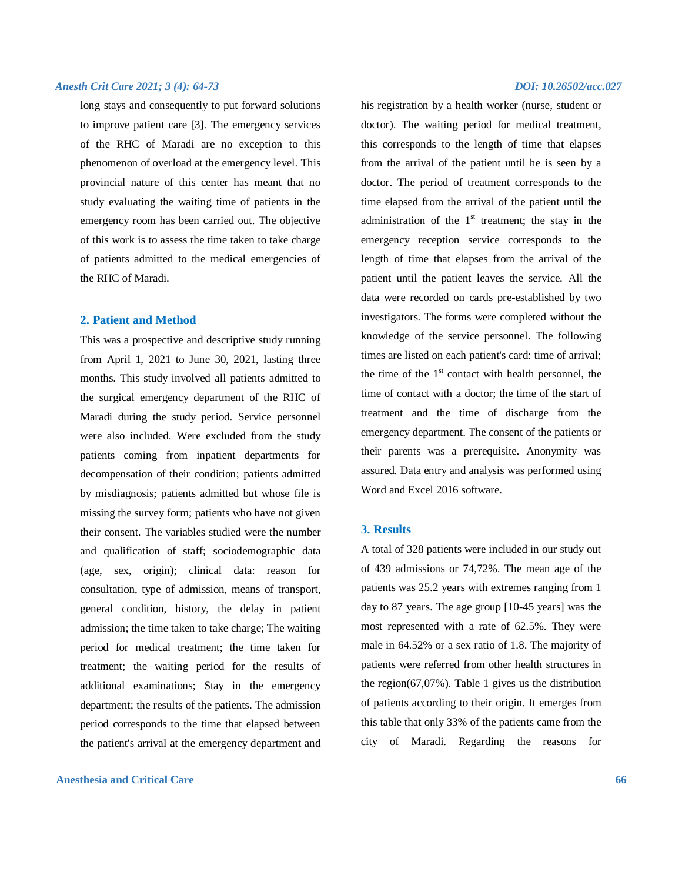long stays and consequently to put forward solutions to improve patient care [3]. The emergency services of the RHC of Maradi are no exception to this phenomenon of overload at the emergency level. This provincial nature of this center has meant that no study evaluating the waiting time of patients in the emergency room has been carried out. The objective of this work is to assess the time taken to take charge of patients admitted to the medical emergencies of the RHC of Maradi.

## 2. Patient and Method

This was a prospective and descriptive study running from April 1, 2021 to June 30, 2021, lasting three months. This study involved all patients admitted to the surgical emergency department of the RHC of Maradi during the study period. Service personnel were also included. Were excluded from the study patients coming from inpatient departments for decompensation of their condition; patients admitted by misdiagnosis; patients admitted but whose file is missing the survey form; patients who have not given their consent. The variables studied were the number and qualification of staff; sociodemographic data (age, sex, origin); clinical data: reason for consultation, type of admission, means of transport, general condition, history, the delay in patient admission; the time taken to take charge; The waiting period for medical treatment; the time taken for treatment; the waiting period for the results of additional examinations; Stay in the emergency department; the results of the patients. The admission period corresponds to the time that elapsed between the patient's arrival at the emergency department and his registration by a health worker (nurse, student or doctor). The waiting period for medical treatment, this corresponds to the length of time that elapses from the arrival of the patient until he is seen by a doctor. The period of treatment corresponds to the time elapsed from the arrival of the patient until the administration of the 1st treatment; the stay in the emergency reception service corresponds to the length of time that elapses from the arrival of the patient until the patient leaves the service. All the data were recorded on cards pre-established by two investigators. The forms were completed without the knowledge of the service personnel. The following times are listed on each patient's card: time of arrival; the time of the 1st contact with health personnel, the time of contact with a doctor; the time of the start of treatment and the time of discharge from the emergency department. The consent of the patients or their parents was a prerequisite. Anonymity was assured. Data entry and analysis was performed using Word and Excel 2016 software.

## 3. Results

A total of 328 patients were included in our study out of 439 admissions or 74,72%. The mean age of the patients was 25.2 years with extremes ranging from 1 day to 87 years. The age group [10-45 years] was the most represented with a rate of 62.5%. They were male in 64.52% or a sex ratio of 1.8. The majority of patients were referred from other health structures in the region(67,07%). Table 1 gives us the distribution of patients according to their origin. It emerges from this table that only 33% of the patients came from the city of Maradi. Regarding the reasons for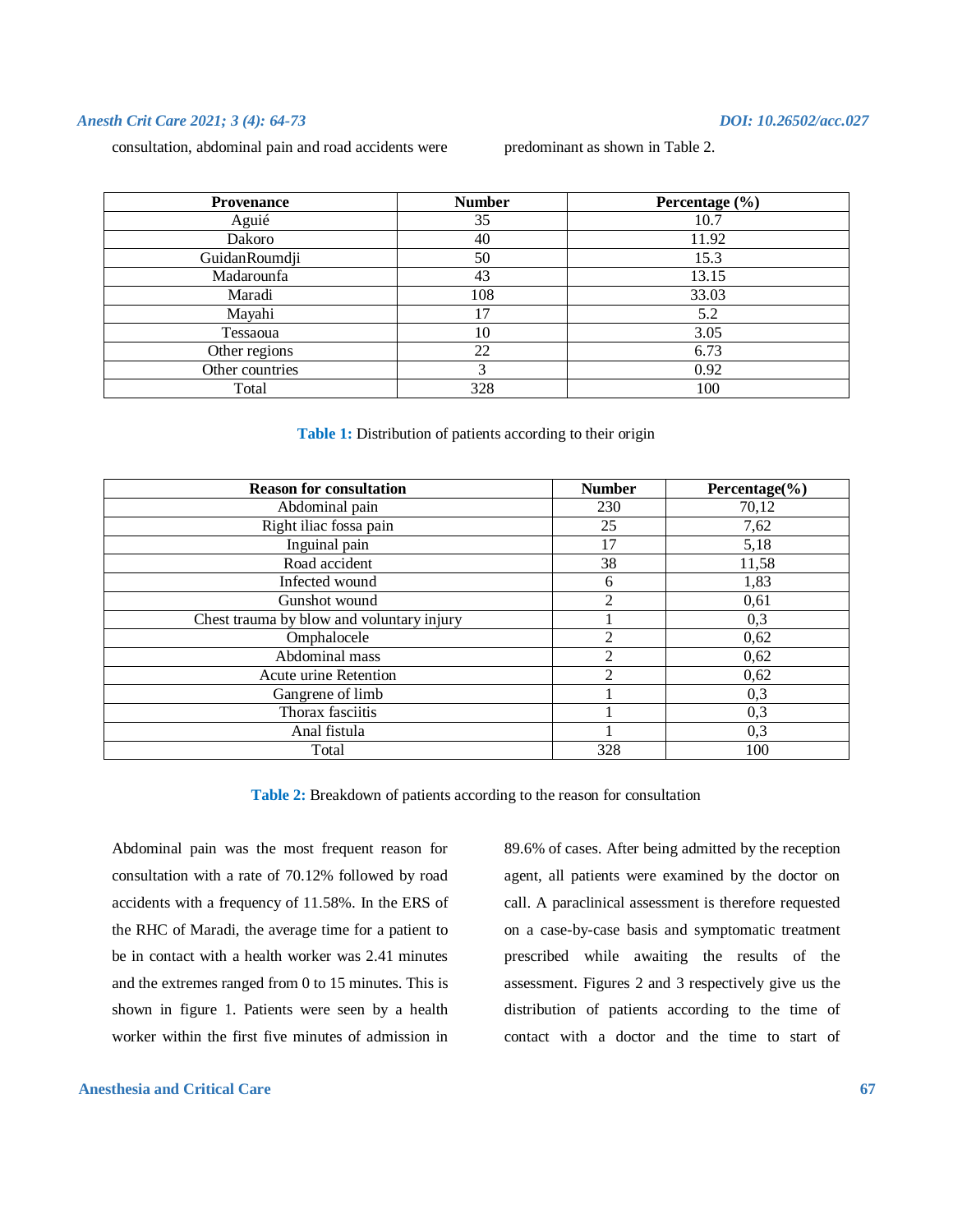consultation, abdominal pain and road accidents were predominant as shown in Table 2.

| Provenance | Number | Percentage (%) |
|---|---|---|
| Aguié | 35 | 10.7 |
| Dakoro | 40 | 11.92 |
| GuidanRoumdji | 50 | 15.3 |
| Madarounfa | 43 | 13.15 |
| Maradi | 108 | 33.03 |
| Mayahi | 17 | 5.2 |
| Tessaoua | 10 | 3.05 |
| Other regions | 22 | 6.73 |
| Other countries | 3 | 0.92 |
| Total | 328 | 100 |

**Table 1:** Distribution of patients according to their origin

| Reason for consultation | Number | Percentage(%) |
|---|---|---|
| Abdominal pain | 230 | 70,12 |
| Right iliac fossa pain | 25 | 7,62 |
| Inguinal pain | 17 | 5,18 |
| Road accident | 38 | 11,58 |
| Infected wound | 6 | 1,83 |
| Gunshot wound | 2 | 0,61 |
| Chest trauma by blow and voluntary injury | 1 | 0,3 |
| Omphalocele | 2 | 0,62 |
| Abdominal mass | 2 | 0,62 |
| Acute urine Retention | 2 | 0,62 |
| Gangrene of limb | 1 | 0,3 |
| Thorax fasciitis | 1 | 0,3 |
| Anal fistula | 1 | 0,3 |
| Total | 328 | 100 |

**Table 2:** Breakdown of patients according to the reason for consultation

Abdominal pain was the most frequent reason for consultation with a rate of 70.12% followed by road accidents with a frequency of 11.58%. In the ERS of the RHC of Maradi, the average time for a patient to be in contact with a health worker was 2.41 minutes and the extremes ranged from 0 to 15 minutes. This is shown in figure 1. Patients were seen by a health worker within the first five minutes of admission in 89.6% of cases. After being admitted by the reception agent, all patients were examined by the doctor on call. A paraclinical assessment is therefore requested on a case-by-case basis and symptomatic treatment prescribed while awaiting the results of the assessment. Figures 2 and 3 respectively give us the distribution of patients according to the time of contact with a doctor and the time to start of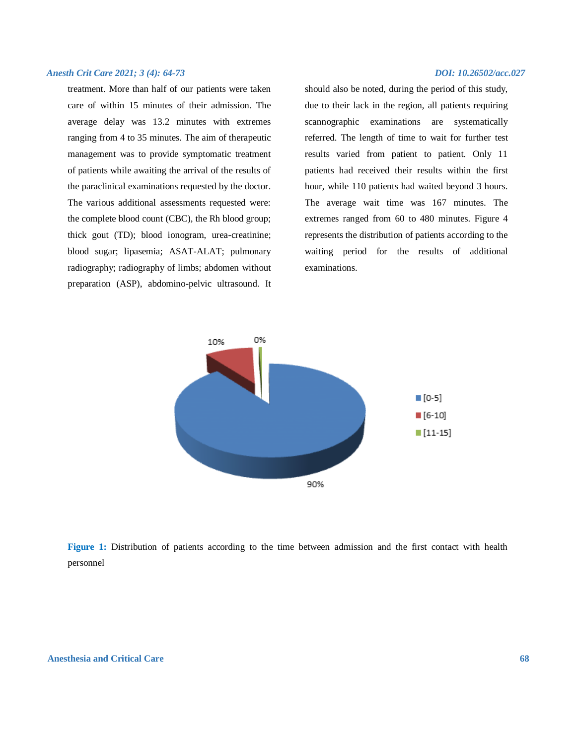treatment. More than half of our patients were taken care of within 15 minutes of their admission. The average delay was 13.2 minutes with extremes ranging from 4 to 35 minutes. The aim of therapeutic management was to provide symptomatic treatment of patients while awaiting the arrival of the results of the paraclinical examinations requested by the doctor. The various additional assessments requested were: the complete blood count (CBC), the Rh blood group; thick gout (TD); blood ionogram, urea-creatinine; blood sugar; lipasemia; ASAT-ALAT; pulmonary radiography; radiography of limbs; abdomen without preparation (ASP), abdomino-pelvic ultrasound. It should also be noted, during the period of this study, due to their lack in the region, all patients requiring scannographic examinations are systematically referred. The length of time to wait for further test results varied from patient to patient. Only 11 patients had received their results within the first hour, while 110 patients had waited beyond 3 hours. The average wait time was 167 minutes. The extremes ranged from 60 to 480 minutes. Figure 4 represents the distribution of patients according to the waiting period for the results of additional examinations.

**Figure 1:** Distribution of patients according to the time between admission and the first contact with health personnel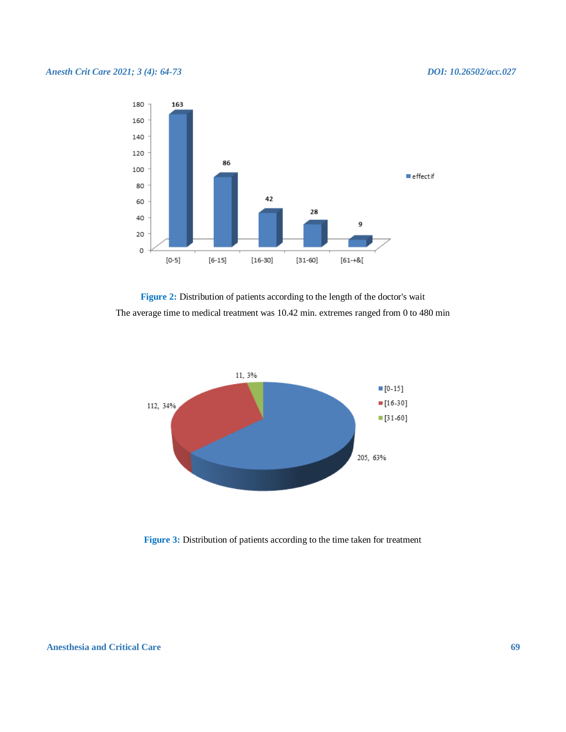**Figure 2:** Distribution of patients according to the length of the doctor's wait

The average time to medical treatment was 10.42 min. extremes ranged from 0 to 480 min

**Figure 3:** Distribution of patients according to the time taken for treatment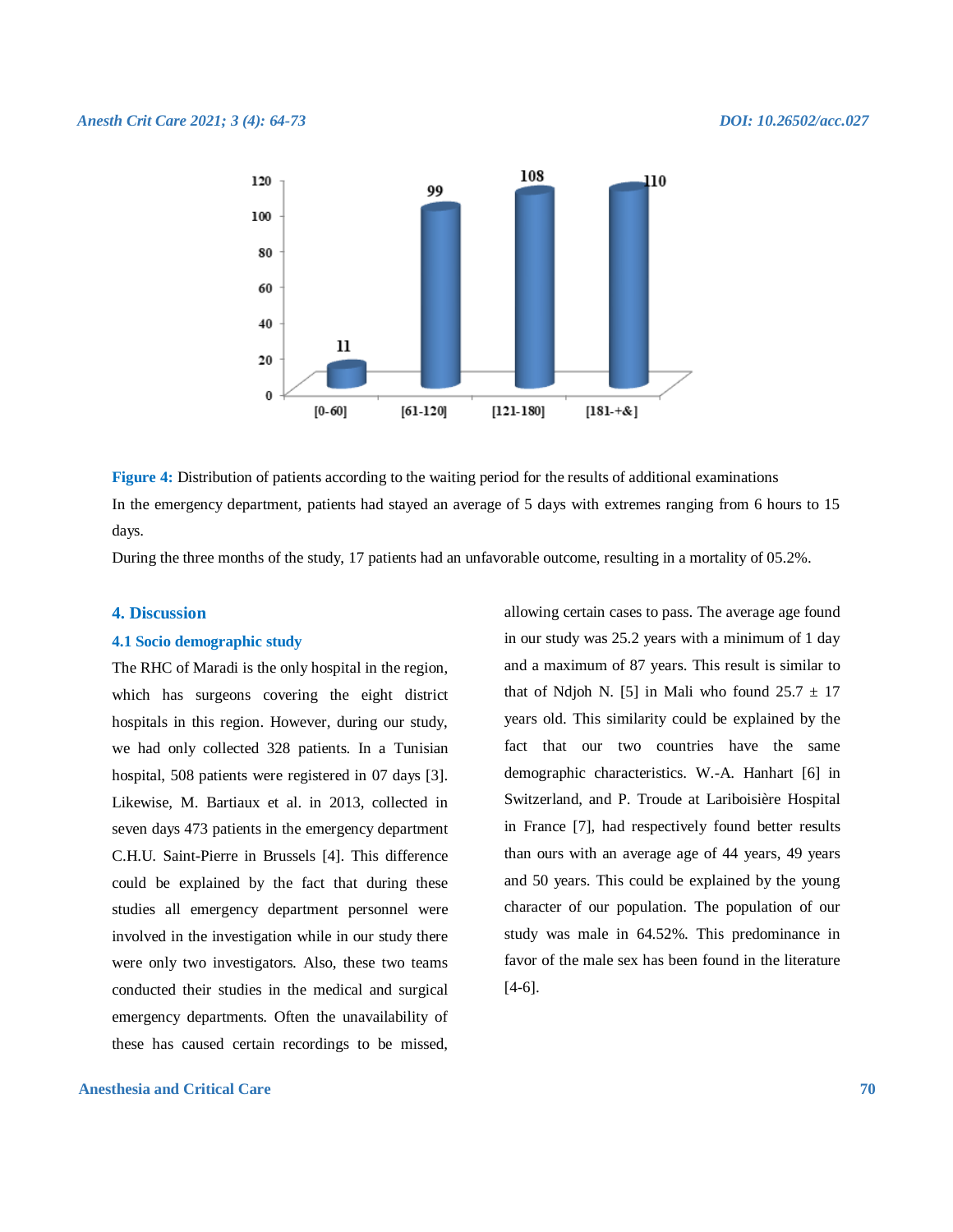Figure 4: Distribution of patients according to the waiting period for the results of additional examinations

In the emergency department, patients had stayed an average of 5 days with extremes ranging from 6 hours to 15 days.

During the three months of the study, 17 patients had an unfavorable outcome, resulting in a mortality of 05.2%.

## 4. Discussion

### 4.1 Socio demographic study

The RHC of Maradi is the only hospital in the region, which has surgeons covering the eight district hospitals in this region. However, during our study, we had only collected 328 patients. In a Tunisian hospital, 508 patients were registered in 07 days [3]. Likewise, M. Bartiaux et al. in 2013, collected in seven days 473 patients in the emergency department C.H.U. Saint-Pierre in Brussels [4]. This difference could be explained by the fact that during these studies all emergency department personnel were involved in the investigation while in our study there were only two investigators. Also, these two teams conducted their studies in the medical and surgical emergency departments. Often the unavailability of these has caused certain recordings to be missed, allowing certain cases to pass. The average age found in our study was 25.2 years with a minimum of 1 day and a maximum of 87 years. This result is similar to that of Ndjoh N. [5] in Mali who found 25.7 ± 17 years old. This similarity could be explained by the fact that our two countries have the same demographic characteristics. W.-A. Hanhart [6] in Switzerland, and P. Troude at Lariboisière Hospital in France [7], had respectively found better results than ours with an average age of 44 years, 49 years and 50 years. This could be explained by the young character of our population. The population of our study was male in 64.52%. This predominance in favor of the male sex has been found in the literature [4-6].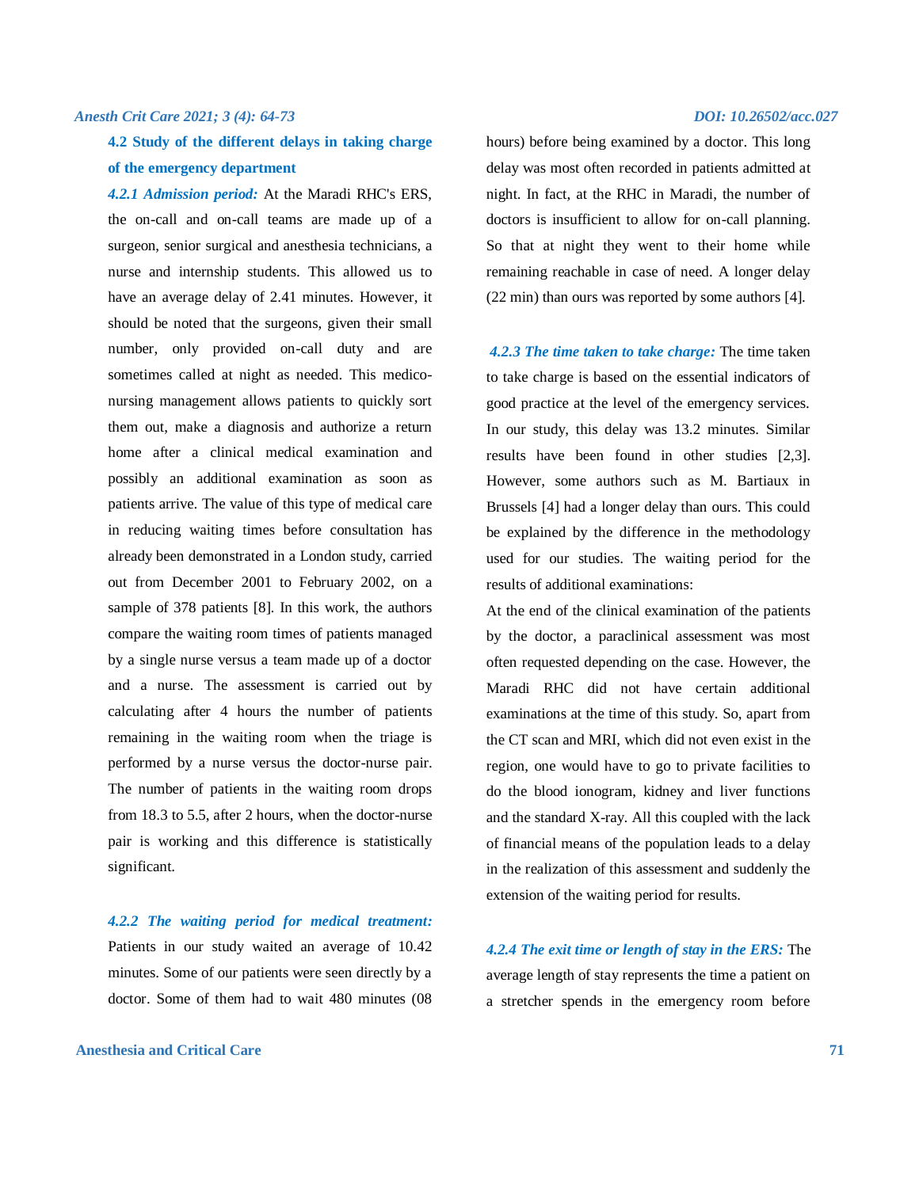### 4.2 Study of the different delays in taking charge of the emergency department

***4.2.1 Admission period:*** At the Maradi RHC's ERS, the on-call and on-call teams are made up of a surgeon, senior surgical and anesthesia technicians, a nurse and internship students. This allowed us to have an average delay of 2.41 minutes. However, it should be noted that the surgeons, given their small number, only provided on-call duty and are sometimes called at night as needed. This medico-nursing management allows patients to quickly sort them out, make a diagnosis and authorize a return home after a clinical medical examination and possibly an additional examination as soon as patients arrive. The value of this type of medical care in reducing waiting times before consultation has already been demonstrated in a London study, carried out from December 2001 to February 2002, on a sample of 378 patients [8]. In this work, the authors compare the waiting room times of patients managed by a single nurse versus a team made up of a doctor and a nurse. The assessment is carried out by calculating after 4 hours the number of patients remaining in the waiting room when the triage is performed by a nurse versus the doctor-nurse pair. The number of patients in the waiting room drops from 18.3 to 5.5, after 2 hours, when the doctor-nurse pair is working and this difference is statistically significant.

***4.2.2 The waiting period for medical treatment:*** Patients in our study waited an average of 10.42 minutes. Some of our patients were seen directly by a doctor. Some of them had to wait 480 minutes (08 hours) before being examined by a doctor. This long delay was most often recorded in patients admitted at night. In fact, at the RHC in Maradi, the number of doctors is insufficient to allow for on-call planning. So that at night they went to their home while remaining reachable in case of need. A longer delay (22 min) than ours was reported by some authors [4].

***4.2.3 The time taken to take charge:*** The time taken to take charge is based on the essential indicators of good practice at the level of the emergency services. In our study, this delay was 13.2 minutes. Similar results have been found in other studies [2,3]. However, some authors such as M. Bartiaux in Brussels [4] had a longer delay than ours. This could be explained by the difference in the methodology used for our studies. The waiting period for the results of additional examinations:

At the end of the clinical examination of the patients by the doctor, a paraclinical assessment was most often requested depending on the case. However, the Maradi RHC did not have certain additional examinations at the time of this study. So, apart from the CT scan and MRI, which did not even exist in the region, one would have to go to private facilities to do the blood ionogram, kidney and liver functions and the standard X-ray. All this coupled with the lack of financial means of the population leads to a delay in the realization of this assessment and suddenly the extension of the waiting period for results.

***4.2.4 The exit time or length of stay in the ERS:*** The average length of stay represents the time a patient on a stretcher spends in the emergency room before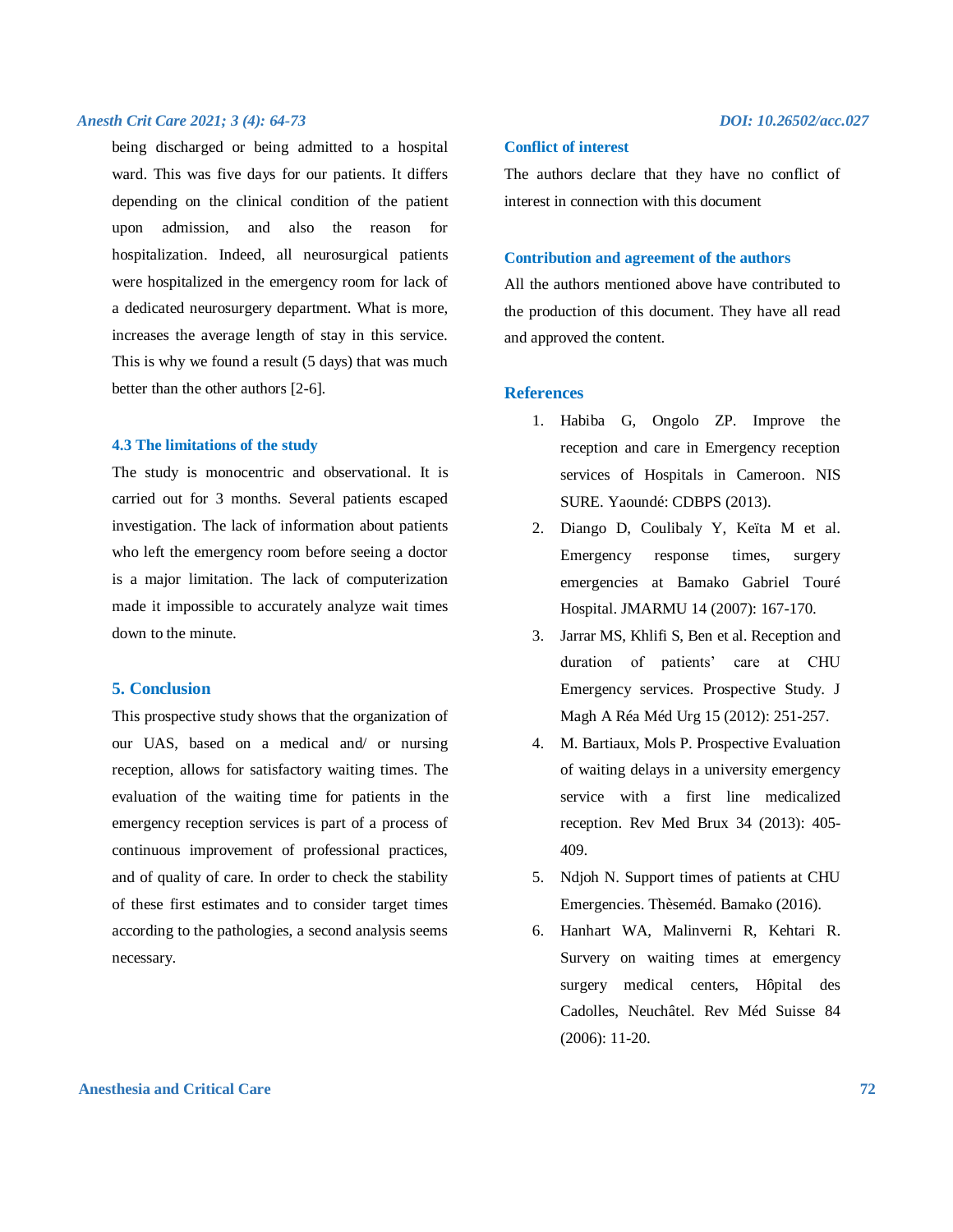being discharged or being admitted to a hospital ward. This was five days for our patients. It differs depending on the clinical condition of the patient upon admission, and also the reason for hospitalization. Indeed, all neurosurgical patients were hospitalized in the emergency room for lack of a dedicated neurosurgery department. What is more, increases the average length of stay in this service. This is why we found a result (5 days) that was much better than the other authors [2-6].

### 4.3 The limitations of the study

The study is monocentric and observational. It is carried out for 3 months. Several patients escaped investigation. The lack of information about patients who left the emergency room before seeing a doctor is a major limitation. The lack of computerization made it impossible to accurately analyze wait times down to the minute.

## 5. Conclusion

This prospective study shows that the organization of our UAS, based on a medical and/ or nursing reception, allows for satisfactory waiting times. The evaluation of the waiting time for patients in the emergency reception services is part of a process of continuous improvement of professional practices, and of quality of care. In order to check the stability of these first estimates and to consider target times according to the pathologies, a second analysis seems necessary.

### Conflict of interest

The authors declare that they have no conflict of interest in connection with this document

### Contribution and agreement of the authors

All the authors mentioned above have contributed to the production of this document. They have all read and approved the content.

## References

1. Habiba G, Ongolo ZP. Improve the reception and care in Emergency reception services of Hospitals in Cameroon. NIS SURE. Yaoundé: CDBPS (2013).
2. Diango D, Coulibaly Y, Keïta M et al. Emergency response times, surgery emergencies at Bamako Gabriel Touré Hospital. JMARMU 14 (2007): 167-170.
3. Jarrar MS, Khlifi S, Ben et al. Reception and duration of patients' care at CHU Emergency services. Prospective Study. J Magh A Réa Méd Urg 15 (2012): 251-257.
4. M. Bartiaux, Mols P. Prospective Evaluation of waiting delays in a university emergency service with a first line medicalized reception. Rev Med Brux 34 (2013): 405-409.
5. Ndjoh N. Support times of patients at CHU Emergencies. Thèseméd. Bamako (2016).
6. Hanhart WA, Malinverni R, Kehtari R. Survery on waiting times at emergency surgery medical centers, Hôpital des Cadolles, Neuchâtel. Rev Méd Suisse 84 (2006): 11-20.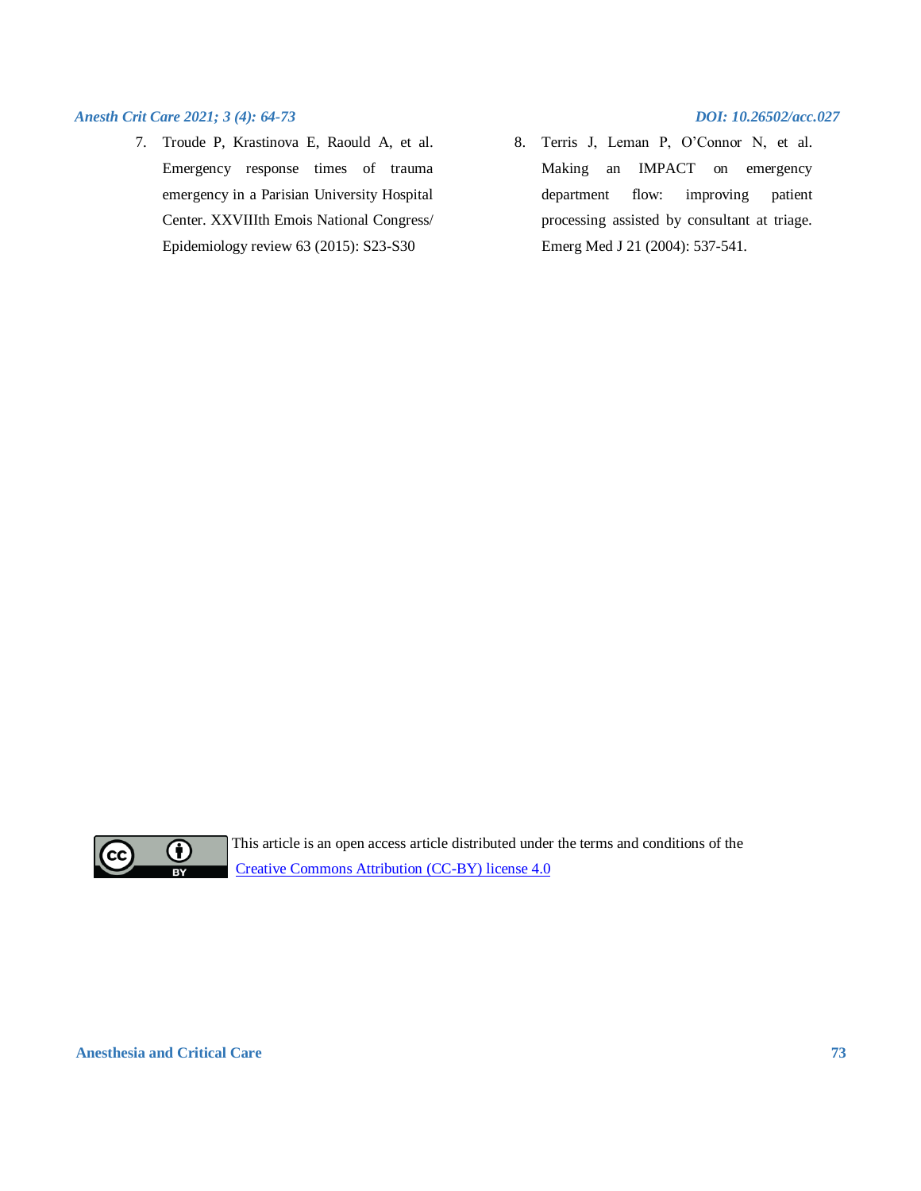7. Troude P, Krastinova E, Raould A, et al. Emergency response times of trauma emergency in a Parisian University Hospital Center. XXVIIIth Emois National Congress/ Epidemiology review 63 (2015): S23-S30

8. Terris J, Leman P, O'Connor N, et al. Making an IMPACT on emergency department flow: improving patient processing assisted by consultant at triage. Emerg Med J 21 (2004): 537-541.

This article is an open access article distributed under the terms and conditions of the [Creative Commons Attribution (CC-BY) license 4.0](https://creativecommons.org/licenses/by/4.0/)